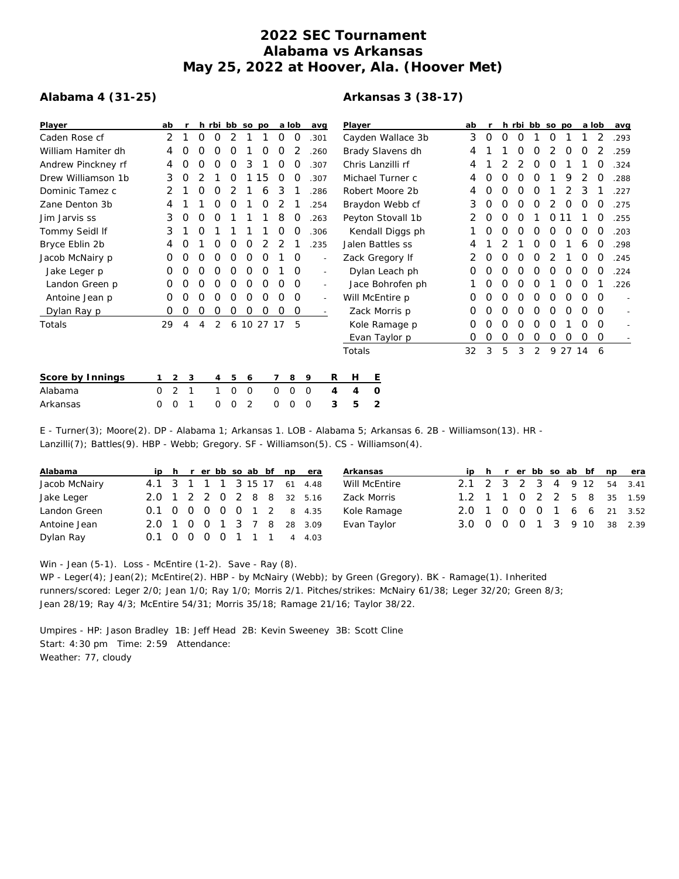# 2022 SEC Tournament
# Alabama vs Arkansas
# May 25, 2022 at Hoover, Ala. (Hoover Met)

## Alabama 4 (31-25)

| Player | ab | r | h | rbi | bb | so | po | a | lob | avg |
|---|---|---|---|---|---|---|---|---|---|---|
| Caden Rose cf | 2 | 1 | 0 | 0 | 2 | 1 | 1 | 0 | 0 | .301 |
| William Hamiter dh | 4 | 0 | 0 | 0 | 0 | 1 | 0 | 0 | 2 | .260 |
| Andrew Pinckney rf | 4 | 0 | 0 | 0 | 0 | 3 | 1 | 0 | 0 | .307 |
| Drew Williamson 1b | 3 | 0 | 2 | 1 | 0 | 1 | 15 | 0 | 0 | .307 |
| Dominic Tamez c | 2 | 1 | 0 | 0 | 2 | 1 | 6 | 3 | 1 | .286 |
| Zane Denton 3b | 4 | 1 | 1 | 0 | 0 | 1 | 0 | 2 | 1 | .254 |
| Jim Jarvis ss | 3 | 0 | 0 | 0 | 1 | 1 | 1 | 8 | 0 | .263 |
| Tommy Seidl lf | 3 | 1 | 0 | 1 | 1 | 1 | 1 | 0 | 0 | .306 |
| Bryce Eblin 2b | 4 | 0 | 1 | 0 | 0 | 0 | 2 | 2 | 1 | .235 |
| Jacob McNairy p | 0 | 0 | 0 | 0 | 0 | 0 | 0 | 1 | 0 | - |
| Jake Leger p | 0 | 0 | 0 | 0 | 0 | 0 | 0 | 1 | 0 | - |
| Landon Green p | 0 | 0 | 0 | 0 | 0 | 0 | 0 | 0 | 0 | - |
| Antoine Jean p | 0 | 0 | 0 | 0 | 0 | 0 | 0 | 0 | 0 | - |
| Dylan Ray p | 0 | 0 | 0 | 0 | 0 | 0 | 0 | 0 | 0 | - |
| Totals | 29 | 4 | 4 | 2 | 6 | 10 | 27 | 17 | 5 | |

## Arkansas 3 (38-17)

| Player | ab | r | h | rbi | bb | so | po | a | lob | avg |
|---|---|---|---|---|---|---|---|---|---|---|
| Cayden Wallace 3b | 3 | 0 | 0 | 0 | 1 | 0 | 1 | 1 | 2 | .293 |
| Brady Slavens dh | 4 | 1 | 1 | 0 | 0 | 2 | 0 | 0 | 2 | .259 |
| Chris Lanzilli rf | 4 | 1 | 2 | 2 | 0 | 0 | 1 | 1 | 0 | .324 |
| Michael Turner c | 4 | 0 | 0 | 0 | 0 | 1 | 9 | 2 | 0 | .288 |
| Robert Moore 2b | 4 | 0 | 0 | 0 | 0 | 1 | 2 | 3 | 1 | .227 |
| Braydon Webb cf | 3 | 0 | 0 | 0 | 0 | 2 | 0 | 0 | 0 | .275 |
| Peyton Stovall 1b | 2 | 0 | 0 | 0 | 1 | 0 | 11 | 1 | 0 | .255 |
| Kendall Diggs ph | 1 | 0 | 0 | 0 | 0 | 0 | 0 | 0 | 0 | .203 |
| Jalen Battles ss | 4 | 1 | 2 | 1 | 0 | 0 | 1 | 6 | 0 | .298 |
| Zack Gregory lf | 2 | 0 | 0 | 0 | 0 | 2 | 1 | 0 | 0 | .245 |
| Dylan Leach ph | 0 | 0 | 0 | 0 | 0 | 0 | 0 | 0 | 0 | .224 |
| Jace Bohrofen ph | 1 | 0 | 0 | 0 | 0 | 1 | 0 | 0 | 1 | .226 |
| Will McEntire p | 0 | 0 | 0 | 0 | 0 | 0 | 0 | 0 | 0 | - |
| Zack Morris p | 0 | 0 | 0 | 0 | 0 | 0 | 0 | 0 | 0 | - |
| Kole Ramage p | 0 | 0 | 0 | 0 | 0 | 0 | 1 | 0 | 0 | - |
| Evan Taylor p | 0 | 0 | 0 | 0 | 0 | 0 | 0 | 0 | 0 | - |
| Totals | 32 | 3 | 5 | 3 | 2 | 9 | 27 | 14 | 6 | |

| Score by Innings | 1 | 2 | 3 | 4 | 5 | 6 | 7 | 8 | 9 | R | H | E |
|---|---|---|---|---|---|---|---|---|---|---|---|---|
| Alabama | 0 | 2 | 1 | 1 | 0 | 0 | 0 | 0 | 0 | 4 | 4 | 0 |
| Arkansas | 0 | 0 | 1 | 0 | 0 | 2 | 0 | 0 | 0 | 3 | 5 | 2 |

E - Turner(3); Moore(2). DP - Alabama 1; Arkansas 1. LOB - Alabama 5; Arkansas 6. 2B - Williamson(13). HR - Lanzilli(7); Battles(9). HBP - Webb; Gregory. SF - Williamson(5). CS - Williamson(4).

| Alabama | ip | h | r | er | bb | so | ab | bf | np | era |
|---|---|---|---|---|---|---|---|---|---|---|
| Jacob McNairy | 4.1 | 3 | 1 | 1 | 1 | 3 | 15 | 17 | 61 | 4.48 |
| Jake Leger | 2.0 | 1 | 2 | 2 | 0 | 2 | 8 | 8 | 32 | 5.16 |
| Landon Green | 0.1 | 0 | 0 | 0 | 0 | 0 | 1 | 2 | 8 | 4.35 |
| Antoine Jean | 2.0 | 1 | 0 | 0 | 1 | 3 | 7 | 8 | 28 | 3.09 |
| Dylan Ray | 0.1 | 0 | 0 | 0 | 0 | 1 | 1 | 1 | 4 | 4.03 |

| Arkansas | ip | h | r | er | bb | so | ab | bf | np | era |
|---|---|---|---|---|---|---|---|---|---|---|
| Will McEntire | 2.1 | 2 | 3 | 2 | 3 | 4 | 9 | 12 | 54 | 3.41 |
| Zack Morris | 1.2 | 1 | 1 | 0 | 2 | 2 | 5 | 8 | 35 | 1.59 |
| Kole Ramage | 2.0 | 1 | 0 | 0 | 0 | 1 | 6 | 6 | 21 | 3.52 |
| Evan Taylor | 3.0 | 0 | 0 | 0 | 1 | 3 | 9 | 10 | 38 | 2.39 |

Win - Jean (5-1). Loss - McEntire (1-2). Save - Ray (8).
WP - Leger(4); Jean(2); McEntire(2). HBP - by McNairy (Webb); by Green (Gregory). BK - Ramage(1). Inherited runners/scored: Leger 2/0; Jean 1/0; Ray 1/0; Morris 2/1. Pitches/strikes: McNairy 61/38; Leger 32/20; Green 8/3; Jean 28/19; Ray 4/3; McEntire 54/31; Morris 35/18; Ramage 21/16; Taylor 38/22.

Umpires - HP: Jason Bradley 1B: Jeff Head 2B: Kevin Sweeney 3B: Scott Cline
Start: 4:30 pm Time: 2:59 Attendance:
Weather: 77, cloudy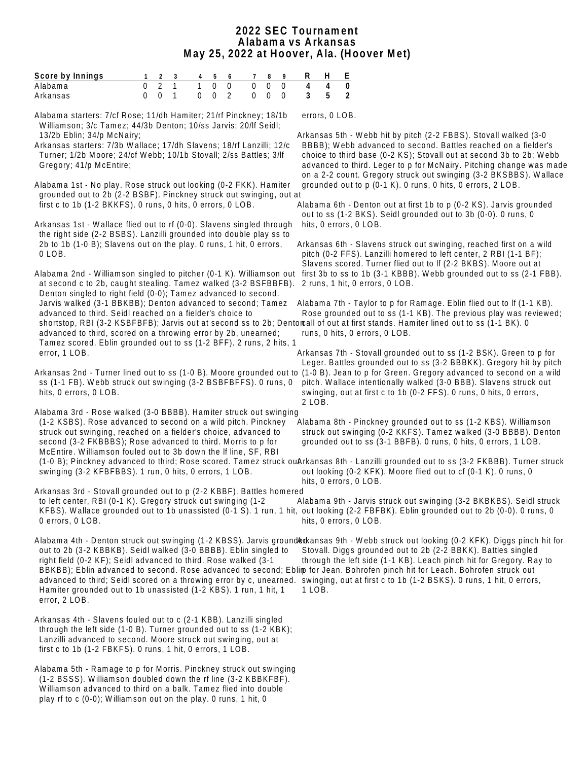# 2022 SEC Tournament
# Alabama vs Arkansas
# May 25, 2022 at Hoover, Ala. (Hoover Met)

| Score by Innings | 1 | 2 | 3 | 4 | 5 | 6 | 7 | 8 | 9 | R | H | E |
|---|---|---|---|---|---|---|---|---|---|---|---|---|
| Alabama | 0 | 2 | 1 | 1 | 0 | 0 | 0 | 0 | 0 | 4 | 4 | 0 |
| Arkansas | 0 | 0 | 1 | 0 | 0 | 2 | 0 | 0 | 0 | 3 | 5 | 2 |

Alabama starters: 7/cf Rose; 11/dh Hamiter; 21/rf Pinckney; 18/1b Williamson; 3/c Tamez; 44/3b Denton; 10/ss Jarvis; 20/lf Seidl; 13/2b Eblin; 34/p McNairy;

Arkansas starters: 7/3b Wallace; 17/dh Slavens; 18/rf Lanzilli; 12/c Turner; 1/2b Moore; 24/cf Webb; 10/1b Stovall; 2/ss Battles; 3/lf Gregory; 41/p McEntire;

Alabama 1st - No play. Rose struck out looking (0-2 FKK). Hamiter grounded out to 2b (2-2 BSBF). Pinckney struck out swinging, out at first c to 1b (1-2 BKKFS). 0 runs, 0 hits, 0 errors, 0 LOB.

Arkansas 1st - Wallace flied out to rf (0-0). Slavens singled through the right side (2-2 BSBS). Lanzilli grounded into double play ss to 2b to 1b (1-0 B); Slavens out on the play. 0 runs, 1 hit, 0 errors, 0 LOB.

Alabama 2nd - Williamson singled to pitcher (0-1 K). Williamson out at second c to 2b, caught stealing. Tamez walked (3-2 BSFBBFB). Denton singled to right field (0-0); Tamez advanced to second. Jarvis walked (3-1 BBKBB); Denton advanced to second; Tamez advanced to third. Seidl reached on a fielder's choice to shortstop, RBI (3-2 KSBFBFB); Jarvis out at second ss to 2b; Denton advanced to third, scored on a throwing error by 2b, unearned; Tamez scored. Eblin grounded out to ss (1-2 BFF). 2 runs, 2 hits, 1 error, 1 LOB.

Arkansas 2nd - Turner lined out to ss (1-0 B). Moore grounded out to ss (1-1 FB). Webb struck out swinging (3-2 BSBFBFFS). 0 runs, 0 hits, 0 errors, 0 LOB.

Alabama 3rd - Rose walked (3-0 BBBB). Hamiter struck out swinging (1-2 KSBS). Rose advanced to second on a wild pitch. Pinckney struck out swinging, reached on a fielder's choice, advanced to second (3-2 FKBBBS); Rose advanced to third. Morris to p for McEntire. Williamson fouled out to 3b down the lf line, SF, RBI (1-0 B); Pinckney advanced to third; Rose scored. Tamez struck out swinging (3-2 KFBFBBS). 1 run, 0 hits, 0 errors, 1 LOB.

Arkansas 3rd - Stovall grounded out to p (2-2 KBBF). Battles homered to left center, RBI (0-1 K). Gregory struck out swinging (1-2 KFBS). Wallace grounded out to 1b unassisted (0-1 S). 1 run, 1 hit, 0 errors, 0 LOB.

Alabama 4th - Denton struck out swinging (1-2 KBSS). Jarvis grounded out to 2b (3-2 KBBKB). Seidl walked (3-0 BBBB). Eblin singled to right field (0-2 KF); Seidl advanced to third. Rose walked (3-1 BBKBB); Eblin advanced to second. Rose advanced to second; Eblin advanced to third; Seidl scored on a throwing error by c, unearned. Hamiter grounded out to 1b unassisted (1-2 KBS). 1 run, 1 hit, 1 error, 2 LOB.

Arkansas 4th - Slavens fouled out to c (2-1 KBB). Lanzilli singled through the left side (1-0 B). Turner grounded out to ss (1-2 KBK); Lanzilli advanced to second. Moore struck out swinging, out at first c to 1b (1-2 FBKFS). 0 runs, 1 hit, 0 errors, 1 LOB.

Alabama 5th - Ramage to p for Morris. Pinckney struck out swinging (1-2 BSSS). Williamson doubled down the rf line (3-2 KBBKFBF). Williamson advanced to third on a balk. Tamez flied into double play rf to c (0-0); Williamson out on the play. 0 runs, 1 hit, 0 errors, 0 LOB.

Arkansas 5th - Webb hit by pitch (2-2 FBBS). Stovall walked (3-0 BBBB); Webb advanced to second. Battles reached on a fielder's choice to third base (0-2 KS); Stovall out at second 3b to 2b; Webb advanced to third. Leger to p for McNairy. Pitching change was made on a 2-2 count. Gregory struck out swinging (3-2 BKSBBS). Wallace grounded out to p (0-1 K). 0 runs, 0 hits, 0 errors, 2 LOB.

Alabama 6th - Denton out at first 1b to p (0-2 KS). Jarvis grounded out to ss (1-2 BKS). Seidl grounded out to 3b (0-0). 0 runs, 0 hits, 0 errors, 0 LOB.

Arkansas 6th - Slavens struck out swinging, reached first on a wild pitch (0-2 FFS). Lanzilli homered to left center, 2 RBI (1-1 BF); Slavens scored. Turner flied out to lf (2-2 BKBS). Moore out at first 3b to ss to 1b (3-1 KBBB). Webb grounded out to ss (2-1 FBB). 2 runs, 1 hit, 0 errors, 0 LOB.

Alabama 7th - Taylor to p for Ramage. Eblin flied out to lf (1-1 KB). Rose grounded out to ss (1-1 KB). The previous play was reviewed; call of out at first stands. Hamiter lined out to ss (1-1 BK). 0 runs, 0 hits, 0 errors, 0 LOB.

Arkansas 7th - Stovall grounded out to ss (1-2 BSK). Green to p for Leger. Battles grounded out to ss (3-2 BBBKK). Gregory hit by pitch (1-0 B). Jean to p for Green. Gregory advanced to second on a wild pitch. Wallace intentionally walked (3-0 BBB). Slavens struck out swinging, out at first c to 1b (0-2 FFS). 0 runs, 0 hits, 0 errors, 2 LOB.

Alabama 8th - Pinckney grounded out to ss (1-2 KBS). Williamson struck out swinging (0-2 KKFS). Tamez walked (3-0 BBBB). Denton grounded out to ss (3-1 BBFB). 0 runs, 0 hits, 0 errors, 1 LOB.

Arkansas 8th - Lanzilli grounded out to ss (3-2 FKBBB). Turner struck out looking (0-2 KFK). Moore flied out to cf (0-1 K). 0 runs, 0 hits, 0 errors, 0 LOB.

Alabama 9th - Jarvis struck out swinging (3-2 BKBKBS). Seidl struck out looking (2-2 FBFBK). Eblin grounded out to 2b (0-0). 0 runs, 0 hits, 0 errors, 0 LOB.

Arkansas 9th - Webb struck out looking (0-2 KFK). Diggs pinch hit for Stovall. Diggs grounded out to 2b (2-2 BBKK). Battles singled through the left side (1-1 KB). Leach pinch hit for Gregory. Ray to p for Jean. Bohrofen pinch hit for Leach. Bohrofen struck out swinging, out at first c to 1b (1-2 BSKS). 0 runs, 1 hit, 0 errors, 1 LOB.